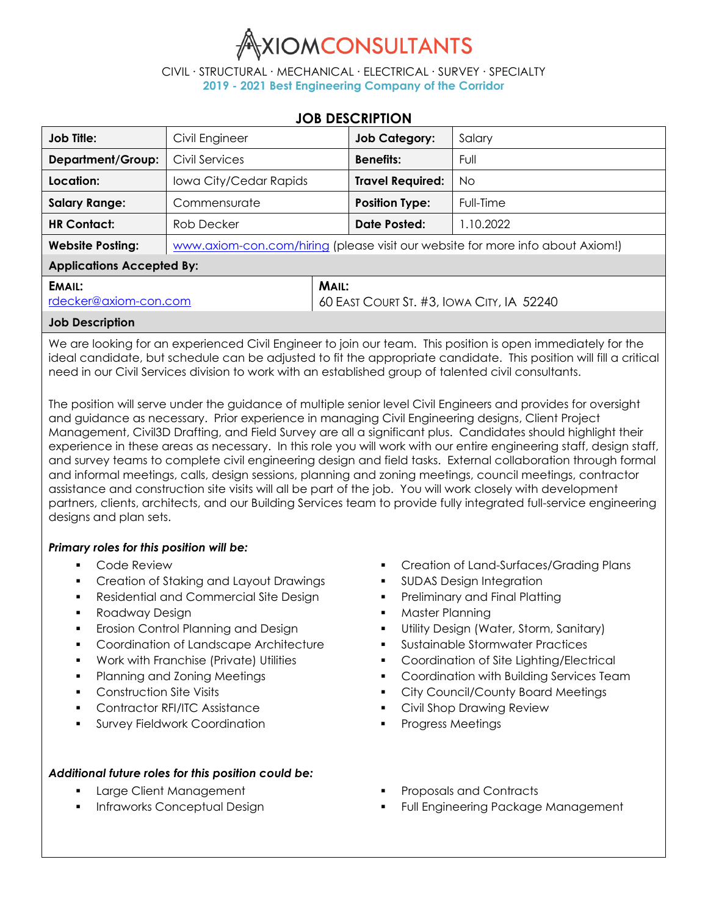# AXIOMCONSULTANTS

CIVIL · STRUCTURAL · MECHANICAL · ELECTRICAL · SURVEY · SPECIALTY

**2019 - 2021 Best Engineering Company of the Corridor**

## JOB DESCRIPTION

| | | | |
|---|---|---|---|
| **Job Title:** | Civil Engineer | **Job Category:** | Salary |
| **Department/Group:** | Civil Services | **Benefits:** | Full |
| **Location:** | Iowa City/Cedar Rapids | **Travel Required:** | No |
| **Salary Range:** | Commensurate | **Position Type:** | Full-Time |
| **HR Contact:** | Rob Decker | **Date Posted:** | 1.10.2022 |
| **Website Posting:** | www.axiom-con.com/hiring (please visit our website for more info about Axiom!) | | |

**Applications Accepted By:**

| **EMAIL:** | **MAIL:** |
|---|---|
| rdecker@axiom-con.com | 60 EAST COURT ST. #3, IOWA CITY, IA 52240 |

**Job Description**

We are looking for an experienced Civil Engineer to join our team. This position is open immediately for the ideal candidate, but schedule can be adjusted to fit the appropriate candidate. This position will fill a critical need in our Civil Services division to work with an established group of talented civil consultants.

The position will serve under the guidance of multiple senior level Civil Engineers and provides for oversight and guidance as necessary. Prior experience in managing Civil Engineering designs, Client Project Management, Civil3D Drafting, and Field Survey are all a significant plus. Candidates should highlight their experience in these areas as necessary. In this role you will work with our entire engineering staff, design staff, and survey teams to complete civil engineering design and field tasks. External collaboration through formal and informal meetings, calls, design sessions, planning and zoning meetings, council meetings, contractor assistance and construction site visits will all be part of the job. You will work closely with development partners, clients, architects, and our Building Services team to provide fully integrated full-service engineering designs and plan sets.

***Primary roles for this position will be:***

- Code Review
- Creation of Staking and Layout Drawings
- Residential and Commercial Site Design
- Roadway Design
- Erosion Control Planning and Design
- Coordination of Landscape Architecture
- Work with Franchise (Private) Utilities
- Planning and Zoning Meetings
- Construction Site Visits
- Contractor RFI/ITC Assistance
- Survey Fieldwork Coordination
- Creation of Land-Surfaces/Grading Plans
- SUDAS Design Integration
- Preliminary and Final Platting
- Master Planning
- Utility Design (Water, Storm, Sanitary)
- Sustainable Stormwater Practices
- Coordination of Site Lighting/Electrical
- Coordination with Building Services Team
- City Council/County Board Meetings
- Civil Shop Drawing Review
- Progress Meetings

***Additional future roles for this position could be:***

- Large Client Management
- Infraworks Conceptual Design
- Proposals and Contracts
- Full Engineering Package Management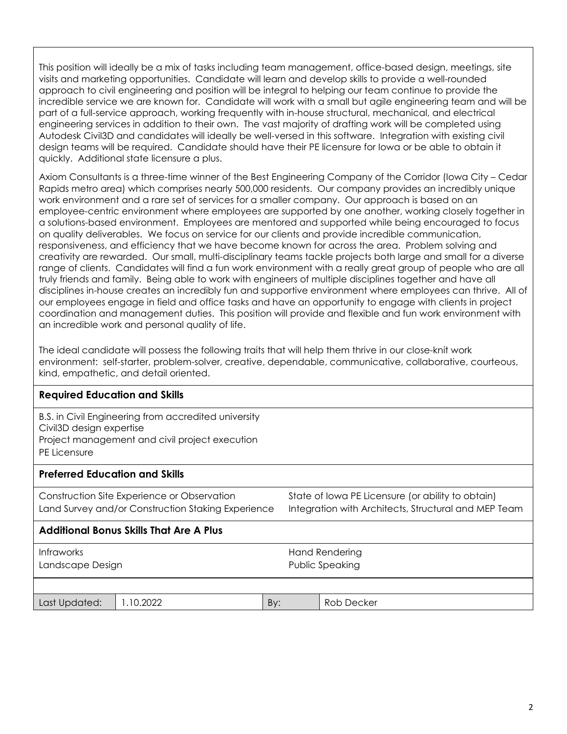This position will ideally be a mix of tasks including team management, office-based design, meetings, site visits and marketing opportunities. Candidate will learn and develop skills to provide a well-rounded approach to civil engineering and position will be integral to helping our team continue to provide the incredible service we are known for. Candidate will work with a small but agile engineering team and will be part of a full-service approach, working frequently with in-house structural, mechanical, and electrical engineering services in addition to their own. The vast majority of drafting work will be completed using Autodesk Civil3D and candidates will ideally be well-versed in this software. Integration with existing civil design teams will be required. Candidate should have their PE licensure for Iowa or be able to obtain it quickly. Additional state licensure a plus.

Axiom Consultants is a three-time winner of the Best Engineering Company of the Corridor (Iowa City – Cedar Rapids metro area) which comprises nearly 500,000 residents. Our company provides an incredibly unique work environment and a rare set of services for a smaller company. Our approach is based on an employee-centric environment where employees are supported by one another, working closely together in a solutions-based environment. Employees are mentored and supported while being encouraged to focus on quality deliverables. We focus on service for our clients and provide incredible communication, responsiveness, and efficiency that we have become known for across the area. Problem solving and creativity are rewarded. Our small, multi-disciplinary teams tackle projects both large and small for a diverse range of clients. Candidates will find a fun work environment with a really great group of people who are all truly friends and family. Being able to work with engineers of multiple disciplines together and have all disciplines in-house creates an incredibly fun and supportive environment where employees can thrive. All of our employees engage in field and office tasks and have an opportunity to engage with clients in project coordination and management duties. This position will provide and flexible and fun work environment with an incredible work and personal quality of life.

The ideal candidate will possess the following traits that will help them thrive in our close-knit work environment: self-starter, problem-solver, creative, dependable, communicative, collaborative, courteous, kind, empathetic, and detail oriented.

### Required Education and Skills

B.S. in Civil Engineering from accredited university
Civil3D design expertise
Project management and civil project execution
PE Licensure

### Preferred Education and Skills

| | |
|---|---|
| Construction Site Experience or Observation | State of Iowa PE Licensure (or ability to obtain) |
| Land Survey and/or Construction Staking Experience | Integration with Architects, Structural and MEP Team |

### Additional Bonus Skills That Are A Plus

| | |
|---|---|
| Infraworks | Hand Rendering |
| Landscape Design | Public Speaking |

| | | | |
|---|---|---|---|
| Last Updated: | 1.10.2022 | By: | Rob Decker |